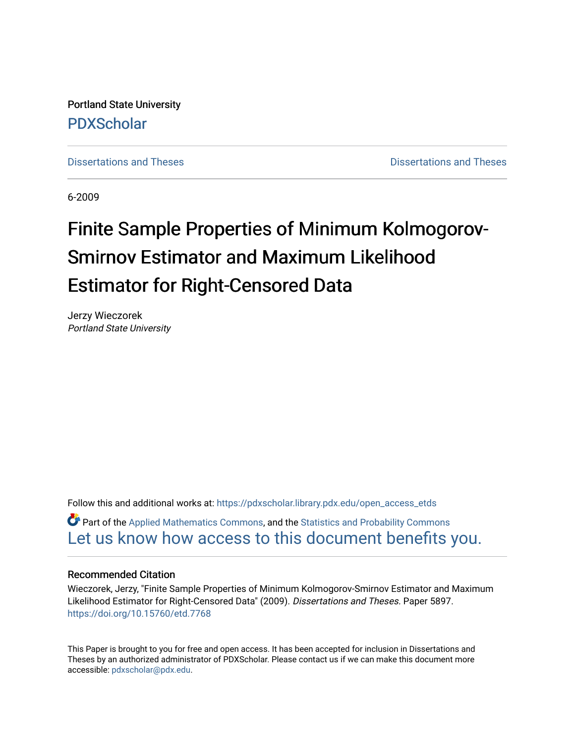Portland State University

PDXScholar

Dissertations and Theses

Dissertations and Theses

6-2009

# Finite Sample Properties of Minimum Kolmogorov-Smirnov Estimator and Maximum Likelihood Estimator for Right-Censored Data

Jerzy Wieczorek
*Portland State University*

Follow this and additional works at: https://pdxscholar.library.pdx.edu/open_access_etds

Part of the Applied Mathematics Commons, and the Statistics and Probability Commons

Let us know how access to this document benefits you.

## Recommended Citation

Wieczorek, Jerzy, "Finite Sample Properties of Minimum Kolmogorov-Smirnov Estimator and Maximum Likelihood Estimator for Right-Censored Data" (2009). *Dissertations and Theses.* Paper 5897.
https://doi.org/10.15760/etd.7768

This Paper is brought to you for free and open access. It has been accepted for inclusion in Dissertations and Theses by an authorized administrator of PDXScholar. Please contact us if we can make this document more accessible: pdxscholar@pdx.edu.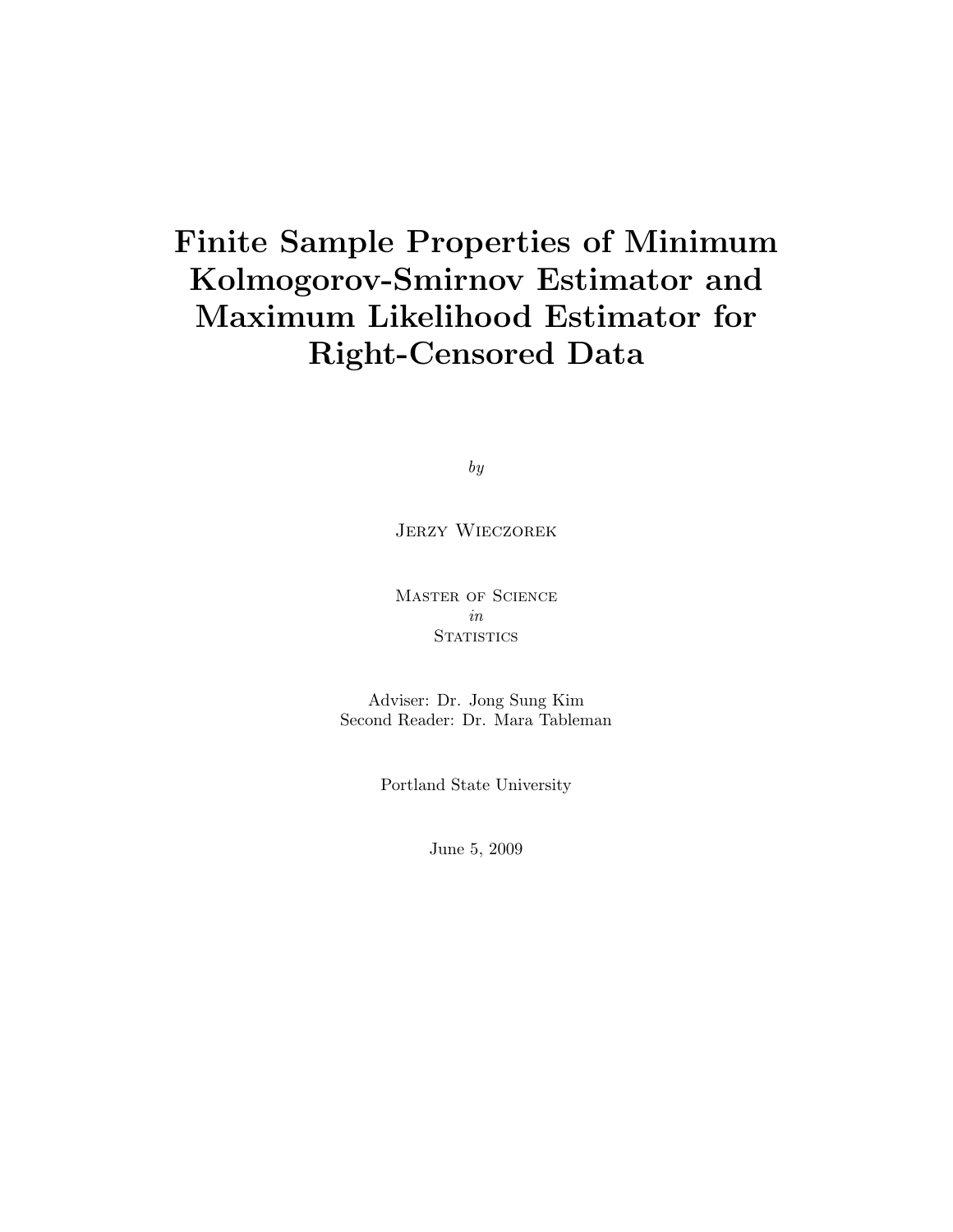# Finite Sample Properties of Minimum Kolmogorov-Smirnov Estimator and Maximum Likelihood Estimator for Right-Censored Data

*by*

Jerzy Wieczorek

Master of Science
*in*
Statistics

Adviser: Dr. Jong Sung Kim
Second Reader: Dr. Mara Tableman

Portland State University

June 5, 2009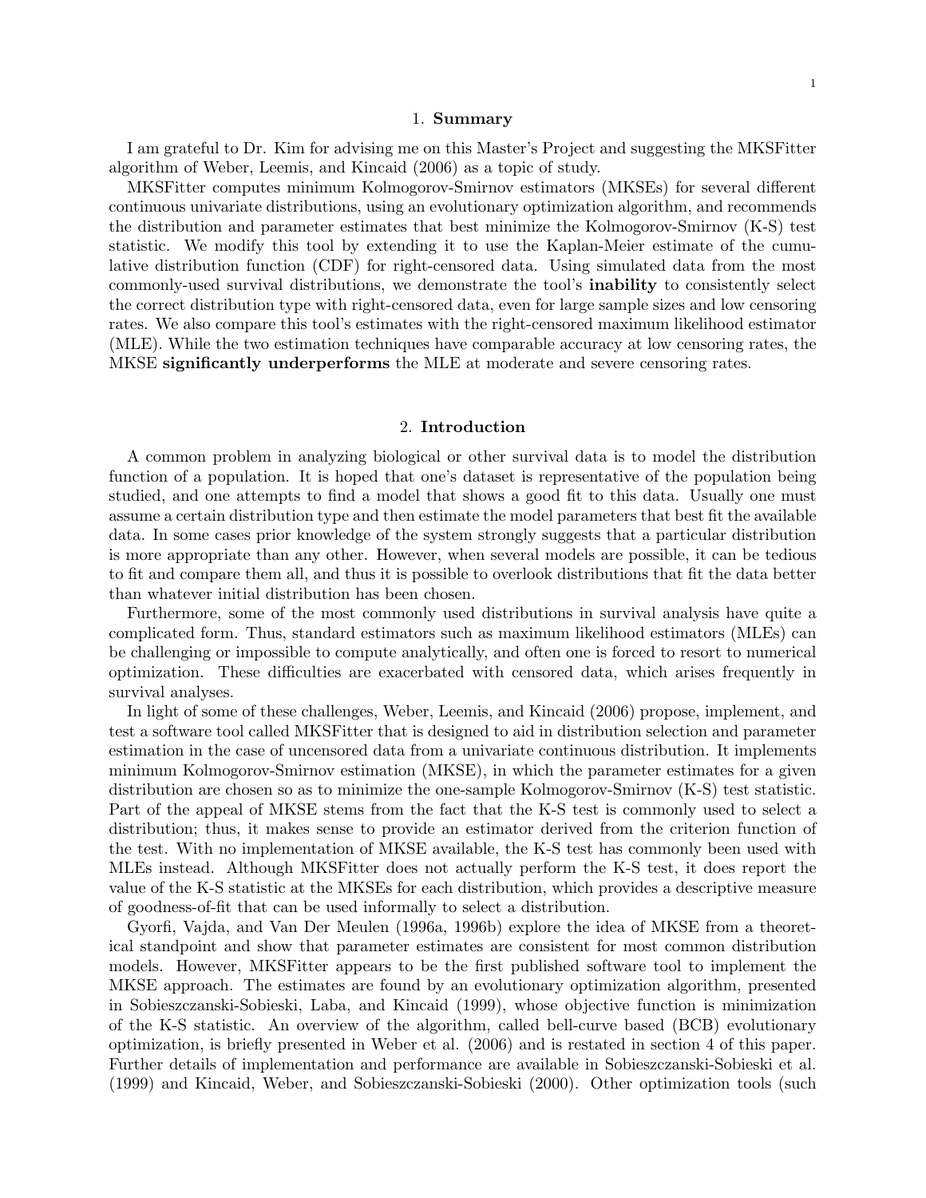## 1. **Summary**

I am grateful to Dr. Kim for advising me on this Master's Project and suggesting the MKSFitter algorithm of Weber, Leemis, and Kincaid (2006) as a topic of study.

MKSFitter computes minimum Kolmogorov-Smirnov estimators (MKSEs) for several different continuous univariate distributions, using an evolutionary optimization algorithm, and recommends the distribution and parameter estimates that best minimize the Kolmogorov-Smirnov (K-S) test statistic. We modify this tool by extending it to use the Kaplan-Meier estimate of the cumulative distribution function (CDF) for right-censored data. Using simulated data from the most commonly-used survival distributions, we demonstrate the tool's **inability** to consistently select the correct distribution type with right-censored data, even for large sample sizes and low censoring rates. We also compare this tool's estimates with the right-censored maximum likelihood estimator (MLE). While the two estimation techniques have comparable accuracy at low censoring rates, the MKSE **significantly underperforms** the MLE at moderate and severe censoring rates.

## 2. **Introduction**

A common problem in analyzing biological or other survival data is to model the distribution function of a population. It is hoped that one's dataset is representative of the population being studied, and one attempts to find a model that shows a good fit to this data. Usually one must assume a certain distribution type and then estimate the model parameters that best fit the available data. In some cases prior knowledge of the system strongly suggests that a particular distribution is more appropriate than any other. However, when several models are possible, it can be tedious to fit and compare them all, and thus it is possible to overlook distributions that fit the data better than whatever initial distribution has been chosen.

Furthermore, some of the most commonly used distributions in survival analysis have quite a complicated form. Thus, standard estimators such as maximum likelihood estimators (MLEs) can be challenging or impossible to compute analytically, and often one is forced to resort to numerical optimization. These difficulties are exacerbated with censored data, which arises frequently in survival analyses.

In light of some of these challenges, Weber, Leemis, and Kincaid (2006) propose, implement, and test a software tool called MKSFitter that is designed to aid in distribution selection and parameter estimation in the case of uncensored data from a univariate continuous distribution. It implements minimum Kolmogorov-Smirnov estimation (MKSE), in which the parameter estimates for a given distribution are chosen so as to minimize the one-sample Kolmogorov-Smirnov (K-S) test statistic. Part of the appeal of MKSE stems from the fact that the K-S test is commonly used to select a distribution; thus, it makes sense to provide an estimator derived from the criterion function of the test. With no implementation of MKSE available, the K-S test has commonly been used with MLEs instead. Although MKSFitter does not actually perform the K-S test, it does report the value of the K-S statistic at the MKSEs for each distribution, which provides a descriptive measure of goodness-of-fit that can be used informally to select a distribution.

Gyorfi, Vajda, and Van Der Meulen (1996a, 1996b) explore the idea of MKSE from a theoretical standpoint and show that parameter estimates are consistent for most common distribution models. However, MKSFitter appears to be the first published software tool to implement the MKSE approach. The estimates are found by an evolutionary optimization algorithm, presented in Sobieszczanski-Sobieski, Laba, and Kincaid (1999), whose objective function is minimization of the K-S statistic. An overview of the algorithm, called bell-curve based (BCB) evolutionary optimization, is briefly presented in Weber et al. (2006) and is restated in section 4 of this paper. Further details of implementation and performance are available in Sobieszczanski-Sobieski et al. (1999) and Kincaid, Weber, and Sobieszczanski-Sobieski (2000). Other optimization tools (such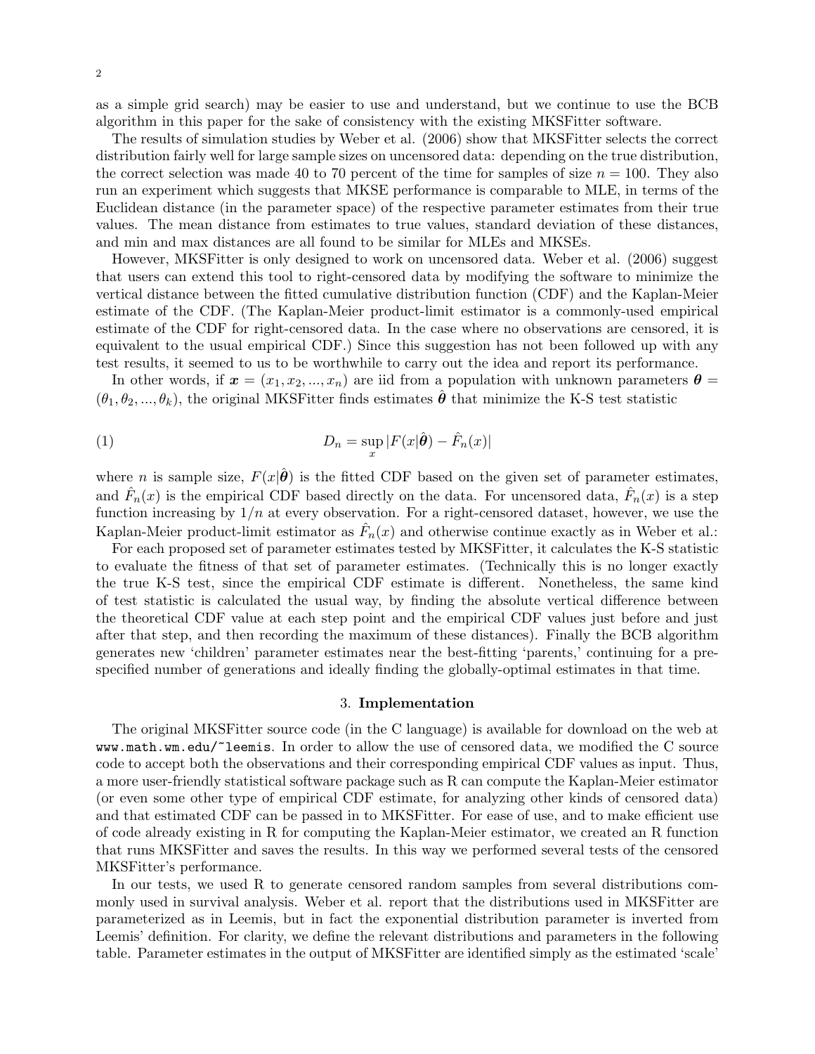as a simple grid search) may be easier to use and understand, but we continue to use the BCB algorithm in this paper for the sake of consistency with the existing MKSFitter software.

The results of simulation studies by Weber et al. (2006) show that MKSFitter selects the correct distribution fairly well for large sample sizes on uncensored data: depending on the true distribution, the correct selection was made 40 to 70 percent of the time for samples of size $n = 100$. They also run an experiment which suggests that MKSE performance is comparable to MLE, in terms of the Euclidean distance (in the parameter space) of the respective parameter estimates from their true values. The mean distance from estimates to true values, standard deviation of these distances, and min and max distances are all found to be similar for MLEs and MKSEs.

However, MKSFitter is only designed to work on uncensored data. Weber et al. (2006) suggest that users can extend this tool to right-censored data by modifying the software to minimize the vertical distance between the fitted cumulative distribution function (CDF) and the Kaplan-Meier estimate of the CDF. (The Kaplan-Meier product-limit estimator is a commonly-used empirical estimate of the CDF for right-censored data. In the case where no observations are censored, it is equivalent to the usual empirical CDF.) Since this suggestion has not been followed up with any test results, it seemed to us to be worthwhile to carry out the idea and report its performance.

In other words, if $\boldsymbol{x} = (x_1, x_2, ..., x_n)$ are iid from a population with unknown parameters $\boldsymbol{\theta} = (\theta_1, \theta_2, ..., \theta_k)$, the original MKSFitter finds estimates $\hat{\boldsymbol{\theta}}$ that minimize the K-S test statistic

$$D_n = \sup_x |F(x|\hat{\boldsymbol{\theta}}) - \hat{F}_n(x)| \tag{1}$$

where $n$ is sample size, $F(x|\hat{\boldsymbol{\theta}})$ is the fitted CDF based on the given set of parameter estimates, and $\hat{F}_n(x)$ is the empirical CDF based directly on the data. For uncensored data, $\hat{F}_n(x)$ is a step function increasing by $1/n$ at every observation. For a right-censored dataset, however, we use the Kaplan-Meier product-limit estimator as $\hat{F}_n(x)$ and otherwise continue exactly as in Weber et al.:

For each proposed set of parameter estimates tested by MKSFitter, it calculates the K-S statistic to evaluate the fitness of that set of parameter estimates. (Technically this is no longer exactly the true K-S test, since the empirical CDF estimate is different. Nonetheless, the same kind of test statistic is calculated the usual way, by finding the absolute vertical difference between the theoretical CDF value at each step point and the empirical CDF values just before and just after that step, and then recording the maximum of these distances). Finally the BCB algorithm generates new 'children' parameter estimates near the best-fitting 'parents,' continuing for a pre-specified number of generations and ideally finding the globally-optimal estimates in that time.

## 3. Implementation

The original MKSFitter source code (in the C language) is available for download on the web at `www.math.wm.edu/~leemis`. In order to allow the use of censored data, we modified the C source code to accept both the observations and their corresponding empirical CDF values as input. Thus, a more user-friendly statistical software package such as R can compute the Kaplan-Meier estimator (or even some other type of empirical CDF estimate, for analyzing other kinds of censored data) and that estimated CDF can be passed in to MKSFitter. For ease of use, and to make efficient use of code already existing in R for computing the Kaplan-Meier estimator, we created an R function that runs MKSFitter and saves the results. In this way we performed several tests of the censored MKSFitter's performance.

In our tests, we used R to generate censored random samples from several distributions commonly used in survival analysis. Weber et al. report that the distributions used in MKSFitter are parameterized as in Leemis, but in fact the exponential distribution parameter is inverted from Leemis' definition. For clarity, we define the relevant distributions and parameters in the following table. Parameter estimates in the output of MKSFitter are identified simply as the estimated 'scale'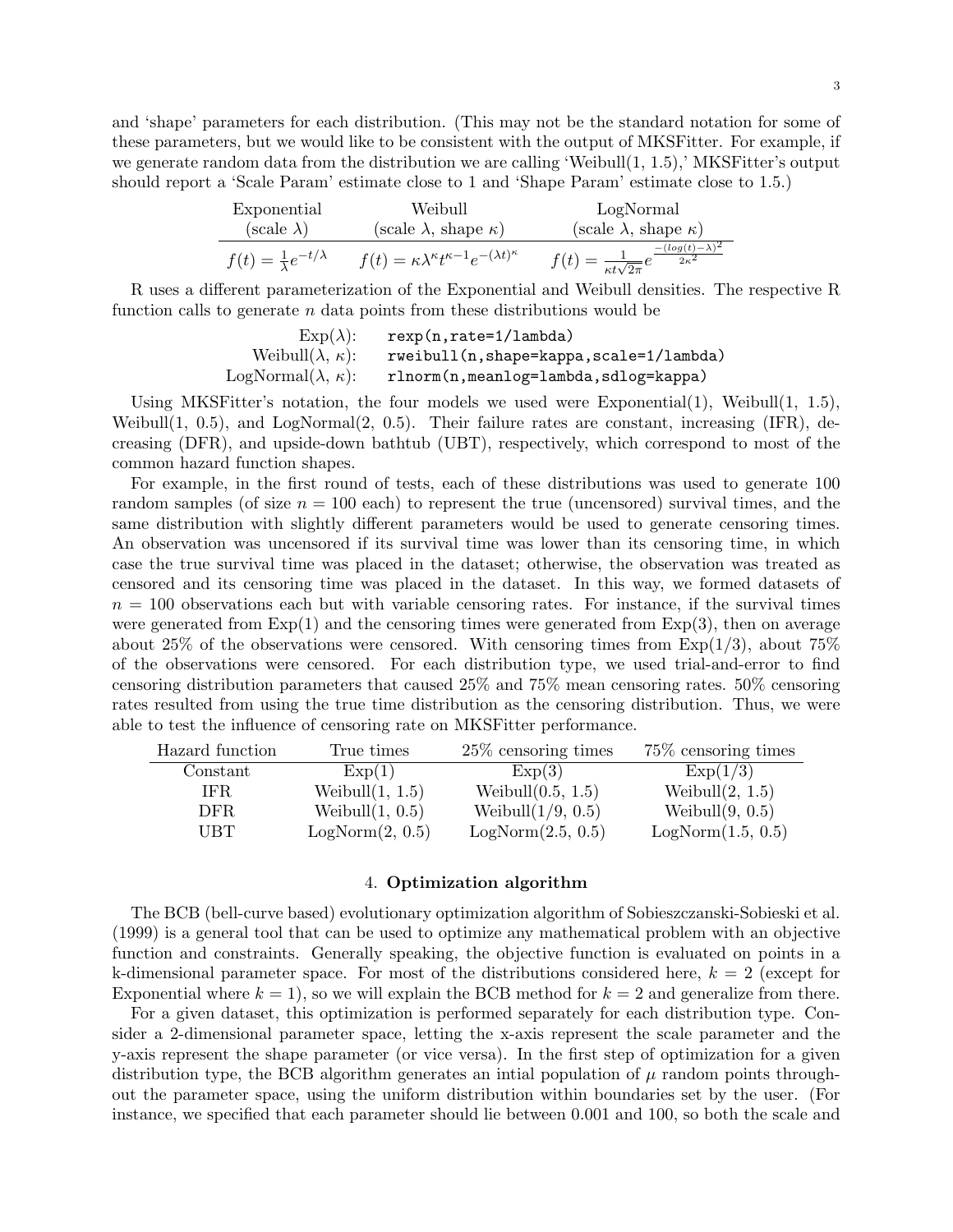and 'shape' parameters for each distribution. (This may not be the standard notation for some of these parameters, but we would like to be consistent with the output of MKSFitter. For example, if we generate random data from the distribution we are calling 'Weibull(1, 1.5),' MKSFitter's output should report a 'Scale Param' estimate close to 1 and 'Shape Param' estimate close to 1.5.)

| Exponential (scale $\lambda$) | Weibull (scale $\lambda$, shape $\kappa$) | LogNormal (scale $\lambda$, shape $\kappa$) |
|---|---|---|
| $f(t) = \frac{1}{\lambda} e^{-t/\lambda}$ | $f(t) = \kappa \lambda^\kappa t^{\kappa-1} e^{-(\lambda t)^\kappa}$ | $f(t) = \frac{1}{\kappa t \sqrt{2\pi}} e^{\frac{-(log(t)-\lambda)^2}{2\kappa^2}}$ |

R uses a different parameterization of the Exponential and Weibull densities. The respective R function calls to generate $n$ data points from these distributions would be

| | |
|---|---|
| Exp($\lambda$): | `rexp(n,rate=1/lambda)` |
| Weibull($\lambda$, $\kappa$): | `rweibull(n,shape=kappa,scale=1/lambda)` |
| LogNormal($\lambda$, $\kappa$): | `rlnorm(n,meanlog=lambda,sdlog=kappa)` |

Using MKSFitter's notation, the four models we used were Exponential(1), Weibull(1, 1.5), Weibull(1, 0.5), and LogNormal(2, 0.5). Their failure rates are constant, increasing (IFR), decreasing (DFR), and upside-down bathtub (UBT), respectively, which correspond to most of the common hazard function shapes.

For example, in the first round of tests, each of these distributions was used to generate 100 random samples (of size $n = 100$ each) to represent the true (uncensored) survival times, and the same distribution with slightly different parameters would be used to generate censoring times. An observation was uncensored if its survival time was lower than its censoring time, in which case the true survival time was placed in the dataset; otherwise, the observation was treated as censored and its censoring time was placed in the dataset. In this way, we formed datasets of $n = 100$ observations each but with variable censoring rates. For instance, if the survival times were generated from Exp(1) and the censoring times were generated from Exp(3), then on average about 25% of the observations were censored. With censoring times from Exp(1/3), about 75% of the observations were censored. For each distribution type, we used trial-and-error to find censoring distribution parameters that caused 25% and 75% mean censoring rates. 50% censoring rates resulted from using the true time distribution as the censoring distribution. Thus, we were able to test the influence of censoring rate on MKSFitter performance.

| Hazard function | True times | 25% censoring times | 75% censoring times |
|---|---|---|---|
| Constant | Exp(1) | Exp(3) | Exp(1/3) |
| IFR | Weibull(1, 1.5) | Weibull(0.5, 1.5) | Weibull(2, 1.5) |
| DFR | Weibull(1, 0.5) | Weibull(1/9, 0.5) | Weibull(9, 0.5) |
| UBT | LogNorm(2, 0.5) | LogNorm(2.5, 0.5) | LogNorm(1.5, 0.5) |

## 4. **Optimization algorithm**

The BCB (bell-curve based) evolutionary optimization algorithm of Sobieszczanski-Sobieski et al. (1999) is a general tool that can be used to optimize any mathematical problem with an objective function and constraints. Generally speaking, the objective function is evaluated on points in a k-dimensional parameter space. For most of the distributions considered here, $k = 2$ (except for Exponential where $k = 1$), so we will explain the BCB method for $k = 2$ and generalize from there.

For a given dataset, this optimization is performed separately for each distribution type. Consider a 2-dimensional parameter space, letting the x-axis represent the scale parameter and the y-axis represent the shape parameter (or vice versa). In the first step of optimization for a given distribution type, the BCB algorithm generates an intial population of $\mu$ random points throughout the parameter space, using the uniform distribution within boundaries set by the user. (For instance, we specified that each parameter should lie between 0.001 and 100, so both the scale and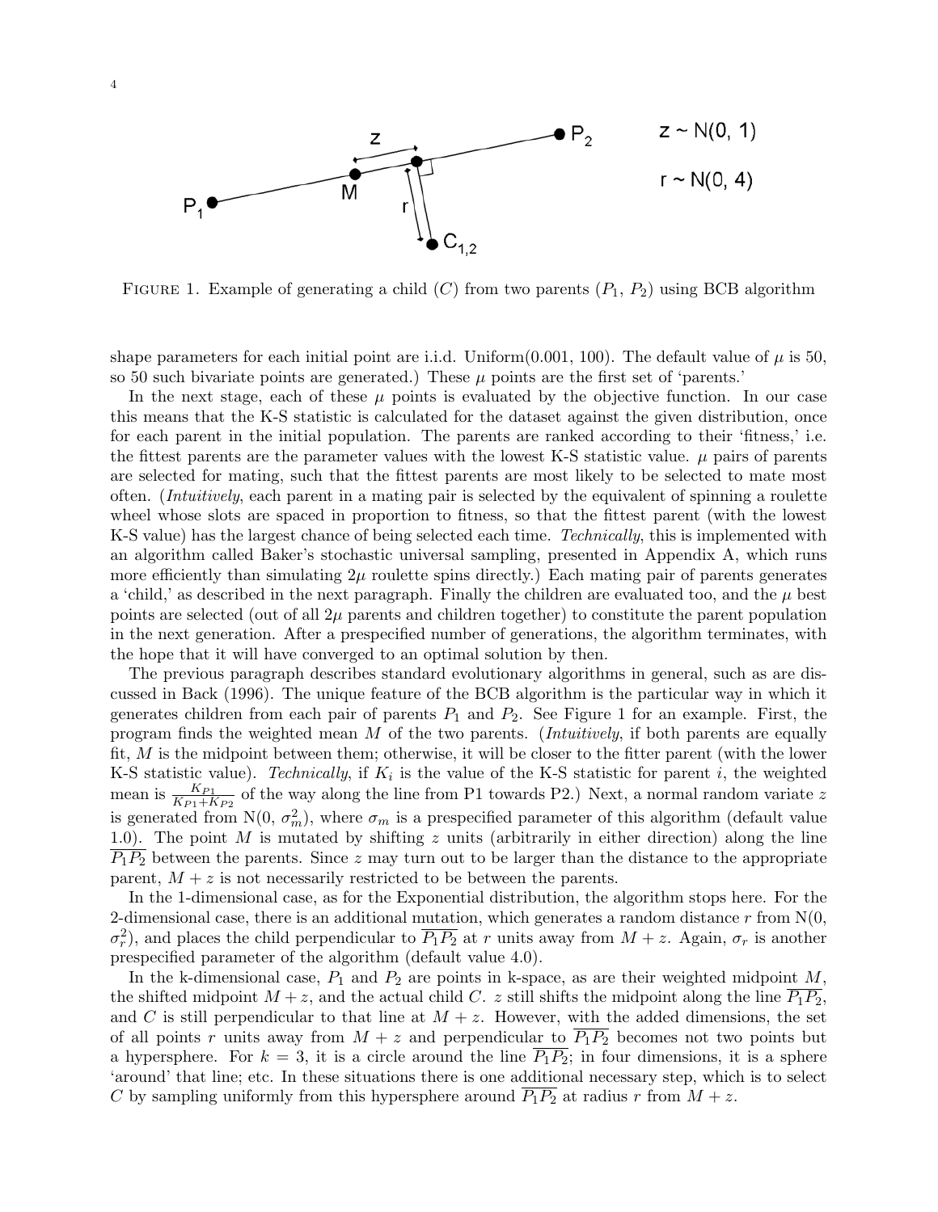FIGURE 1. Example of generating a child ($C$) from two parents ($P_1$, $P_2$) using BCB algorithm

shape parameters for each initial point are i.i.d. Uniform(0.001, 100). The default value of $\mu$ is 50, so 50 such bivariate points are generated.) These $\mu$ points are the first set of 'parents.'

In the next stage, each of these $\mu$ points is evaluated by the objective function. In our case this means that the K-S statistic is calculated for the dataset against the given distribution, once for each parent in the initial population. The parents are ranked according to their 'fitness,' i.e. the fittest parents are the parameter values with the lowest K-S statistic value. $\mu$ pairs of parents are selected for mating, such that the fittest parents are most likely to be selected to mate most often. (*Intuitively*, each parent in a mating pair is selected by the equivalent of spinning a roulette wheel whose slots are spaced in proportion to fitness, so that the fittest parent (with the lowest K-S value) has the largest chance of being selected each time. *Technically*, this is implemented with an algorithm called Baker's stochastic universal sampling, presented in Appendix A, which runs more efficiently than simulating $2\mu$ roulette spins directly.) Each mating pair of parents generates a 'child,' as described in the next paragraph. Finally the children are evaluated too, and the $\mu$ best points are selected (out of all $2\mu$ parents and children together) to constitute the parent population in the next generation. After a prespecified number of generations, the algorithm terminates, with the hope that it will have converged to an optimal solution by then.

The previous paragraph describes standard evolutionary algorithms in general, such as are discussed in Back (1996). The unique feature of the BCB algorithm is the particular way in which it generates children from each pair of parents $P_1$ and $P_2$. See Figure 1 for an example. First, the program finds the weighted mean $M$ of the two parents. (*Intuitively*, if both parents are equally fit, $M$ is the midpoint between them; otherwise, it will be closer to the fitter parent (with the lower K-S statistic value). *Technically*, if $K_i$ is the value of the K-S statistic for parent $i$, the weighted mean is $\frac{K_{P1}}{K_{P1}+K_{P2}}$ of the way along the line from P1 towards P2.) Next, a normal random variate $z$ is generated from N(0, $\sigma_m^2$), where $\sigma_m$ is a prespecified parameter of this algorithm (default value 1.0). The point $M$ is mutated by shifting $z$ units (arbitrarily in either direction) along the line $\overline{P_1P_2}$ between the parents. Since $z$ may turn out to be larger than the distance to the appropriate parent, $M + z$ is not necessarily restricted to be between the parents.

In the 1-dimensional case, as for the Exponential distribution, the algorithm stops here. For the 2-dimensional case, there is an additional mutation, which generates a random distance $r$ from N(0, $\sigma_r^2$), and places the child perpendicular to $\overline{P_1P_2}$ at $r$ units away from $M + z$. Again, $\sigma_r$ is another prespecified parameter of the algorithm (default value 4.0).

In the k-dimensional case, $P_1$ and $P_2$ are points in k-space, as are their weighted midpoint $M$, the shifted midpoint $M + z$, and the actual child $C$. $z$ still shifts the midpoint along the line $\overline{P_1P_2}$, and $C$ is still perpendicular to that line at $M + z$. However, with the added dimensions, the set of all points $r$ units away from $M + z$ and perpendicular to $\overline{P_1P_2}$ becomes not two points but a hypersphere. For $k = 3$, it is a circle around the line $\overline{P_1P_2}$; in four dimensions, it is a sphere 'around' that line; etc. In these situations there is one additional necessary step, which is to select $C$ by sampling uniformly from this hypersphere around $\overline{P_1P_2}$ at radius $r$ from $M + z$.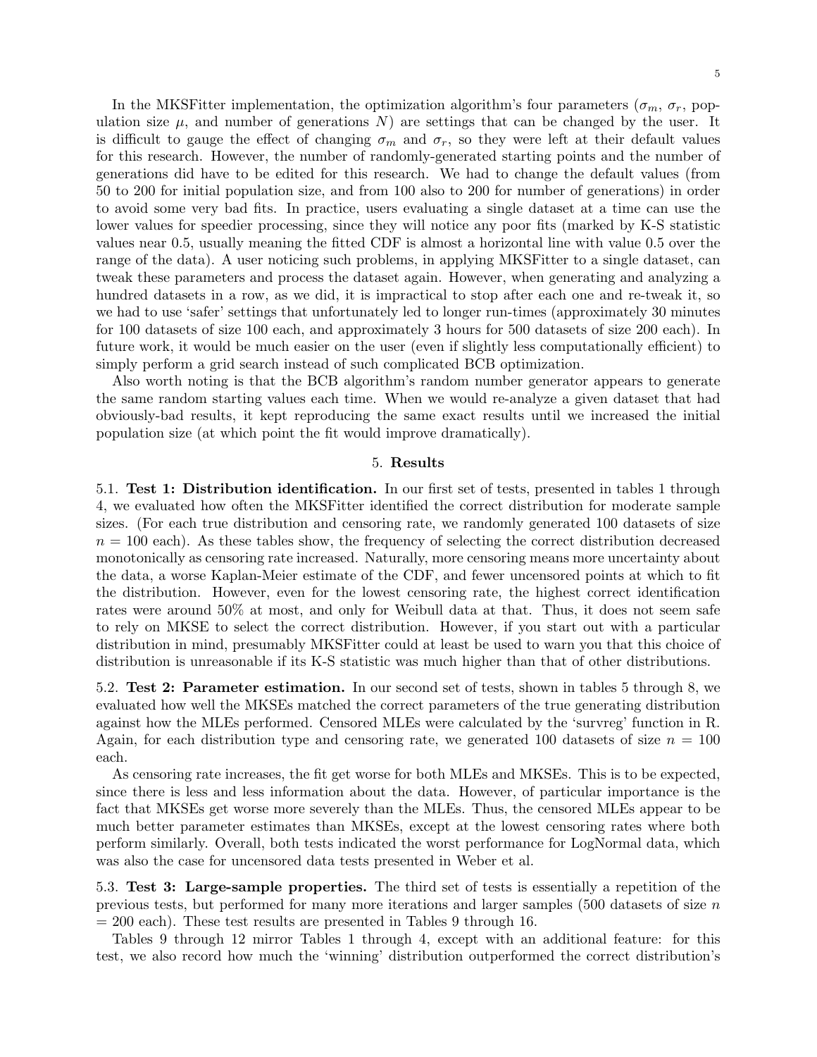In the MKSFitter implementation, the optimization algorithm's four parameters ($\sigma_m$, $\sigma_r$, population size $\mu$, and number of generations $N$) are settings that can be changed by the user. It is difficult to gauge the effect of changing $\sigma_m$ and $\sigma_r$, so they were left at their default values for this research. However, the number of randomly-generated starting points and the number of generations did have to be edited for this research. We had to change the default values (from 50 to 200 for initial population size, and from 100 also to 200 for number of generations) in order to avoid some very bad fits. In practice, users evaluating a single dataset at a time can use the lower values for speedier processing, since they will notice any poor fits (marked by K-S statistic values near 0.5, usually meaning the fitted CDF is almost a horizontal line with value 0.5 over the range of the data). A user noticing such problems, in applying MKSFitter to a single dataset, can tweak these parameters and process the dataset again. However, when generating and analyzing a hundred datasets in a row, as we did, it is impractical to stop after each one and re-tweak it, so we had to use 'safer' settings that unfortunately led to longer run-times (approximately 30 minutes for 100 datasets of size 100 each, and approximately 3 hours for 500 datasets of size 200 each). In future work, it would be much easier on the user (even if slightly less computationally efficient) to simply perform a grid search instead of such complicated BCB optimization.

Also worth noting is that the BCB algorithm's random number generator appears to generate the same random starting values each time. When we would re-analyze a given dataset that had obviously-bad results, it kept reproducing the same exact results until we increased the initial population size (at which point the fit would improve dramatically).

## 5. Results

5.1. **Test 1: Distribution identification.** In our first set of tests, presented in tables 1 through 4, we evaluated how often the MKSFitter identified the correct distribution for moderate sample sizes. (For each true distribution and censoring rate, we randomly generated 100 datasets of size $n = 100$ each). As these tables show, the frequency of selecting the correct distribution decreased monotonically as censoring rate increased. Naturally, more censoring means more uncertainty about the data, a worse Kaplan-Meier estimate of the CDF, and fewer uncensored points at which to fit the distribution. However, even for the lowest censoring rate, the highest correct identification rates were around 50% at most, and only for Weibull data at that. Thus, it does not seem safe to rely on MKSE to select the correct distribution. However, if you start out with a particular distribution in mind, presumably MKSFitter could at least be used to warn you that this choice of distribution is unreasonable if its K-S statistic was much higher than that of other distributions.

5.2. **Test 2: Parameter estimation.** In our second set of tests, shown in tables 5 through 8, we evaluated how well the MKSEs matched the correct parameters of the true generating distribution against how the MLEs performed. Censored MLEs were calculated by the 'survreg' function in R. Again, for each distribution type and censoring rate, we generated 100 datasets of size $n = 100$ each.

As censoring rate increases, the fit get worse for both MLEs and MKSEs. This is to be expected, since there is less and less information about the data. However, of particular importance is the fact that MKSEs get worse more severely than the MLEs. Thus, the censored MLEs appear to be much better parameter estimates than MKSEs, except at the lowest censoring rates where both perform similarly. Overall, both tests indicated the worst performance for LogNormal data, which was also the case for uncensored data tests presented in Weber et al.

5.3. **Test 3: Large-sample properties.** The third set of tests is essentially a repetition of the previous tests, but performed for many more iterations and larger samples (500 datasets of size $n = 200$ each). These test results are presented in Tables 9 through 16.

Tables 9 through 12 mirror Tables 1 through 4, except with an additional feature: for this test, we also record how much the 'winning' distribution outperformed the correct distribution's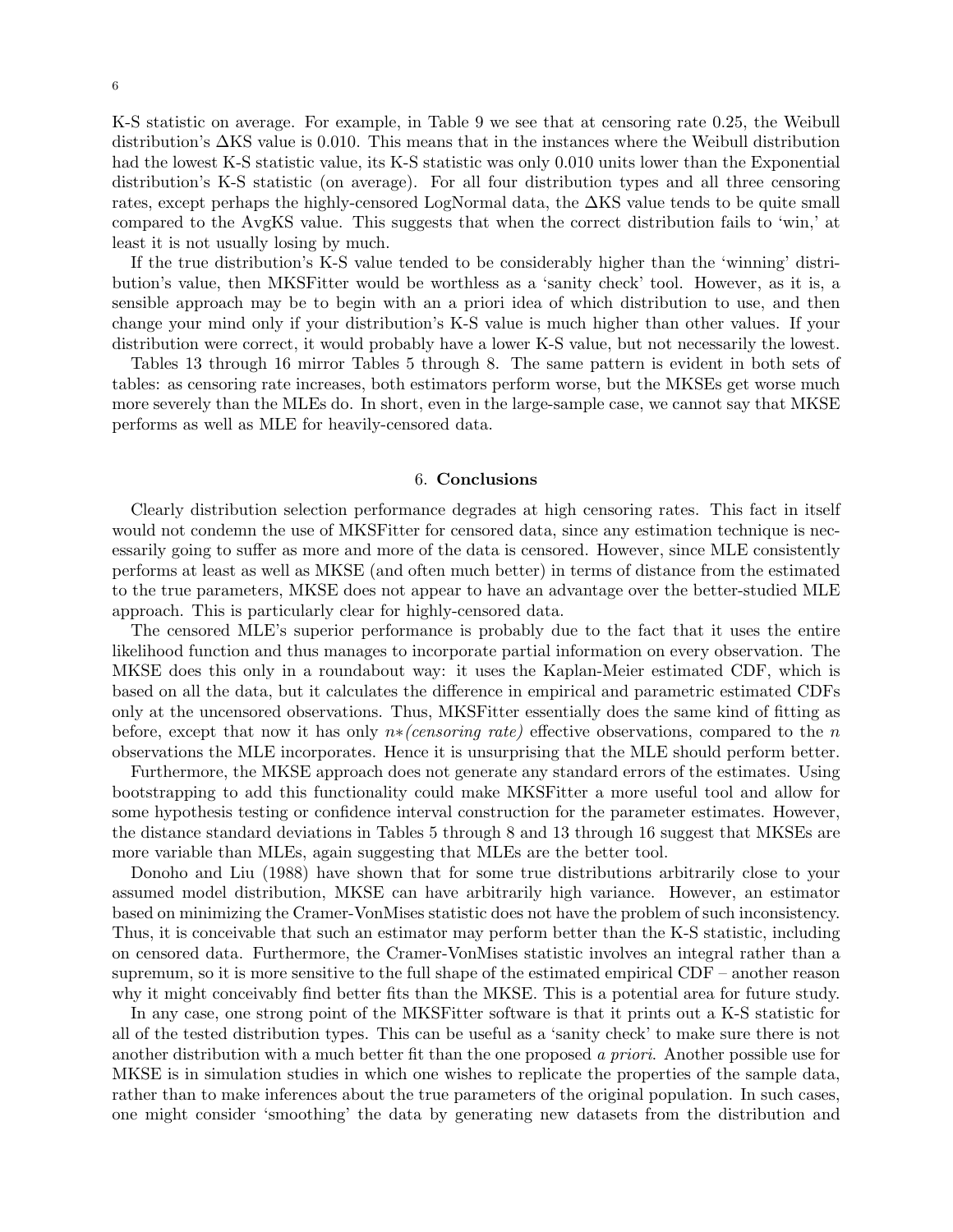K-S statistic on average. For example, in Table 9 we see that at censoring rate 0.25, the Weibull distribution's ΔKS value is 0.010. This means that in the instances where the Weibull distribution had the lowest K-S statistic value, its K-S statistic was only 0.010 units lower than the Exponential distribution's K-S statistic (on average). For all four distribution types and all three censoring rates, except perhaps the highly-censored LogNormal data, the ΔKS value tends to be quite small compared to the AvgKS value. This suggests that when the correct distribution fails to 'win,' at least it is not usually losing by much.

If the true distribution's K-S value tended to be considerably higher than the 'winning' distribution's value, then MKSFitter would be worthless as a 'sanity check' tool. However, as it is, a sensible approach may be to begin with an a priori idea of which distribution to use, and then change your mind only if your distribution's K-S value is much higher than other values. If your distribution were correct, it would probably have a lower K-S value, but not necessarily the lowest.

Tables 13 through 16 mirror Tables 5 through 8. The same pattern is evident in both sets of tables: as censoring rate increases, both estimators perform worse, but the MKSEs get worse much more severely than the MLEs do. In short, even in the large-sample case, we cannot say that MKSE performs as well as MLE for heavily-censored data.

## 6. **Conclusions**

Clearly distribution selection performance degrades at high censoring rates. This fact in itself would not condemn the use of MKSFitter for censored data, since any estimation technique is necessarily going to suffer as more and more of the data is censored. However, since MLE consistently performs at least as well as MKSE (and often much better) in terms of distance from the estimated to the true parameters, MKSE does not appear to have an advantage over the better-studied MLE approach. This is particularly clear for highly-censored data.

The censored MLE's superior performance is probably due to the fact that it uses the entire likelihood function and thus manages to incorporate partial information on every observation. The MKSE does this only in a roundabout way: it uses the Kaplan-Meier estimated CDF, which is based on all the data, but it calculates the difference in empirical and parametric estimated CDFs only at the uncensored observations. Thus, MKSFitter essentially does the same kind of fitting as before, except that now it has only *n∗(censoring rate)* effective observations, compared to the $n$ observations the MLE incorporates. Hence it is unsurprising that the MLE should perform better.

Furthermore, the MKSE approach does not generate any standard errors of the estimates. Using bootstrapping to add this functionality could make MKSFitter a more useful tool and allow for some hypothesis testing or confidence interval construction for the parameter estimates. However, the distance standard deviations in Tables 5 through 8 and 13 through 16 suggest that MKSEs are more variable than MLEs, again suggesting that MLEs are the better tool.

Donoho and Liu (1988) have shown that for some true distributions arbitrarily close to your assumed model distribution, MKSE can have arbitrarily high variance. However, an estimator based on minimizing the Cramer-VonMises statistic does not have the problem of such inconsistency. Thus, it is conceivable that such an estimator may perform better than the K-S statistic, including on censored data. Furthermore, the Cramer-VonMises statistic involves an integral rather than a supremum, so it is more sensitive to the full shape of the estimated empirical CDF – another reason why it might conceivably find better fits than the MKSE. This is a potential area for future study.

In any case, one strong point of the MKSFitter software is that it prints out a K-S statistic for all of the tested distribution types. This can be useful as a 'sanity check' to make sure there is not another distribution with a much better fit than the one proposed *a priori*. Another possible use for MKSE is in simulation studies in which one wishes to replicate the properties of the sample data, rather than to make inferences about the true parameters of the original population. In such cases, one might consider 'smoothing' the data by generating new datasets from the distribution and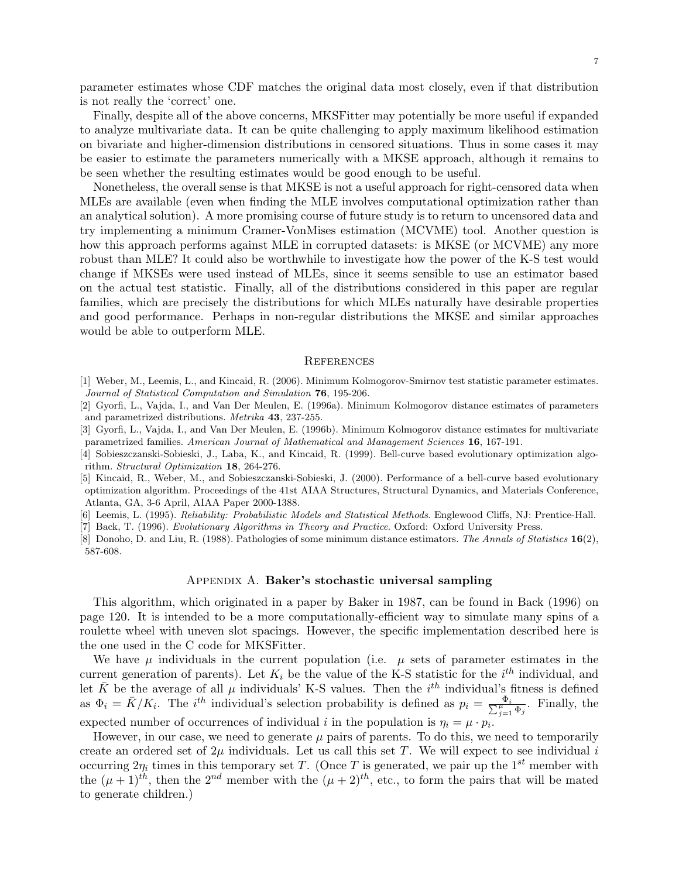parameter estimates whose CDF matches the original data most closely, even if that distribution is not really the 'correct' one.

Finally, despite all of the above concerns, MKSFitter may potentially be more useful if expanded to analyze multivariate data. It can be quite challenging to apply maximum likelihood estimation on bivariate and higher-dimension distributions in censored situations. Thus in some cases it may be easier to estimate the parameters numerically with a MKSE approach, although it remains to be seen whether the resulting estimates would be good enough to be useful.

Nonetheless, the overall sense is that MKSE is not a useful approach for right-censored data when MLEs are available (even when finding the MLE involves computational optimization rather than an analytical solution). A more promising course of future study is to return to uncensored data and try implementing a minimum Cramer-VonMises estimation (MCVME) tool. Another question is how this approach performs against MLE in corrupted datasets: is MKSE (or MCVME) any more robust than MLE? It could also be worthwhile to investigate how the power of the K-S test would change if MKSEs were used instead of MLEs, since it seems sensible to use an estimator based on the actual test statistic. Finally, all of the distributions considered in this paper are regular families, which are precisely the distributions for which MLEs naturally have desirable properties and good performance. Perhaps in non-regular distributions the MKSE and similar approaches would be able to outperform MLE.

## References

[1] Weber, M., Leemis, L., and Kincaid, R. (2006). Minimum Kolmogorov-Smirnov test statistic parameter estimates. *Journal of Statistical Computation and Simulation* **76**, 195-206.

[2] Gyorfi, L., Vajda, I., and Van Der Meulen, E. (1996a). Minimum Kolmogorov distance estimates of parameters and parametrized distributions. *Metrika* **43**, 237-255.

[3] Gyorfi, L., Vajda, I., and Van Der Meulen, E. (1996b). Minimum Kolmogorov distance estimates for multivariate parametrized families. *American Journal of Mathematical and Management Sciences* **16**, 167-191.

[4] Sobieszczanski-Sobieski, J., Laba, K., and Kincaid, R. (1999). Bell-curve based evolutionary optimization algorithm. *Structural Optimization* **18**, 264-276.

[5] Kincaid, R., Weber, M., and Sobieszczanski-Sobieski, J. (2000). Performance of a bell-curve based evolutionary optimization algorithm. Proceedings of the 41st AIAA Structures, Structural Dynamics, and Materials Conference, Atlanta, GA, 3-6 April, AIAA Paper 2000-1388.

[6] Leemis, L. (1995). *Reliability: Probabilistic Models and Statistical Methods*. Englewood Cliffs, NJ: Prentice-Hall.

[7] Back, T. (1996). *Evolutionary Algorithms in Theory and Practice*. Oxford: Oxford University Press.

[8] Donoho, D. and Liu, R. (1988). Pathologies of some minimum distance estimators. *The Annals of Statistics* **16**(2), 587-608.

## Appendix A. Baker's stochastic universal sampling

This algorithm, which originated in a paper by Baker in 1987, can be found in Back (1996) on page 120. It is intended to be a more computationally-efficient way to simulate many spins of a roulette wheel with uneven slot spacings. However, the specific implementation described here is the one used in the C code for MKSFitter.

We have $\mu$ individuals in the current population (i.e. $\mu$ sets of parameter estimates in the current generation of parents). Let $K_i$ be the value of the K-S statistic for the $i^{th}$ individual, and let $\bar{K}$ be the average of all $\mu$ individuals' K-S values. Then the $i^{th}$ individual's fitness is defined as $\Phi_i = \bar{K}/K_i$. The $i^{th}$ individual's selection probability is defined as $p_i = \frac{\Phi_i}{\sum_{j=1}^{\mu} \Phi_j}$. Finally, the expected number of occurrences of individual $i$ in the population is $\eta_i = \mu \cdot p_i$.

However, in our case, we need to generate $\mu$ pairs of parents. To do this, we need to temporarily create an ordered set of $2\mu$ individuals. Let us call this set $T$. We will expect to see individual $i$ occurring $2\eta_i$ times in this temporary set $T$. (Once $T$ is generated, we pair up the $1^{st}$ member with the $(\mu+1)^{th}$, then the $2^{nd}$ member with the $(\mu+2)^{th}$, etc., to form the pairs that will be mated to generate children.)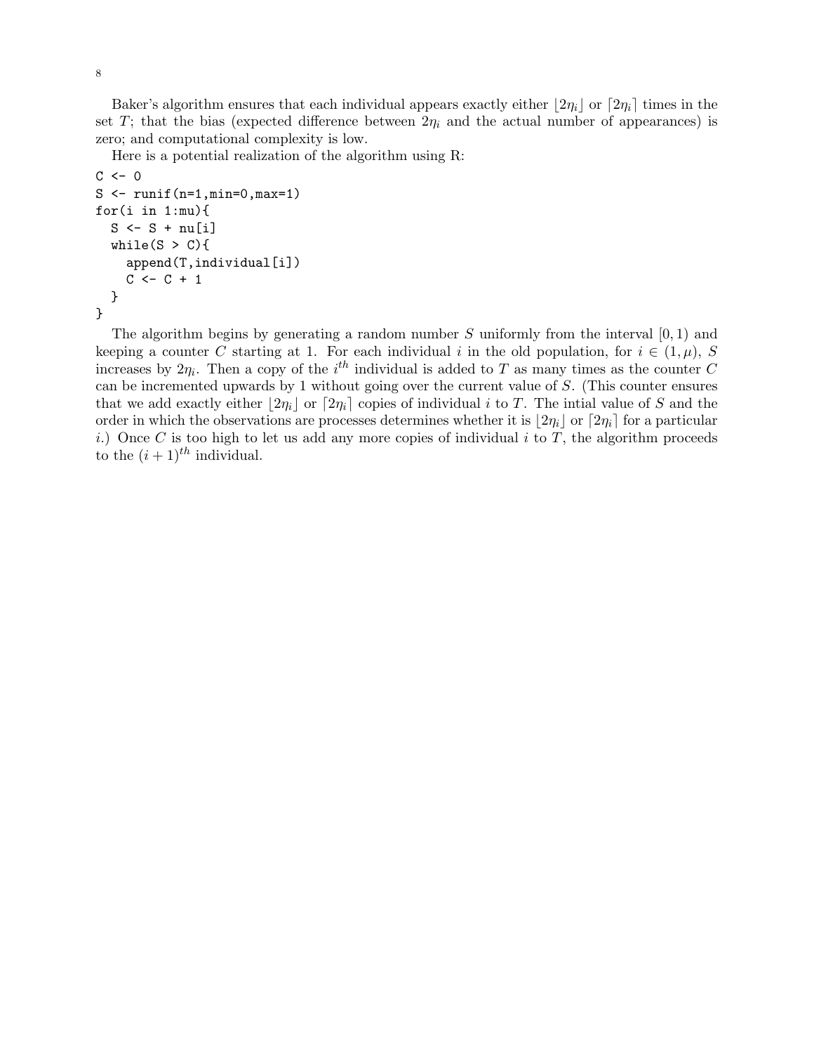Baker's algorithm ensures that each individual appears exactly either $\lfloor 2\eta_i \rfloor$ or $\lceil 2\eta_i \rceil$ times in the set $T$; that the bias (expected difference between $2\eta_i$ and the actual number of appearances) is zero; and computational complexity is low.

Here is a potential realization of the algorithm using R:

```
C <- 0
S <- runif(n=1,min=0,max=1)
for(i in 1:mu){
  S <- S + nu[i]
  while(S > C){
    append(T,individual[i])
    C <- C + 1
  }
}
```

The algorithm begins by generating a random number $S$ uniformly from the interval $[0, 1)$ and keeping a counter $C$ starting at 1. For each individual $i$ in the old population, for $i \in (1, \mu)$, $S$ increases by $2\eta_i$. Then a copy of the $i^{th}$ individual is added to $T$ as many times as the counter $C$ can be incremented upwards by 1 without going over the current value of $S$. (This counter ensures that we add exactly either $\lfloor 2\eta_i \rfloor$ or $\lceil 2\eta_i \rceil$ copies of individual $i$ to $T$. The intial value of $S$ and the order in which the observations are processes determines whether it is $\lfloor 2\eta_i \rfloor$ or $\lceil 2\eta_i \rceil$ for a particular $i$.) Once $C$ is too high to let us add any more copies of individual $i$ to $T$, the algorithm proceeds to the $(i + 1)^{th}$ individual.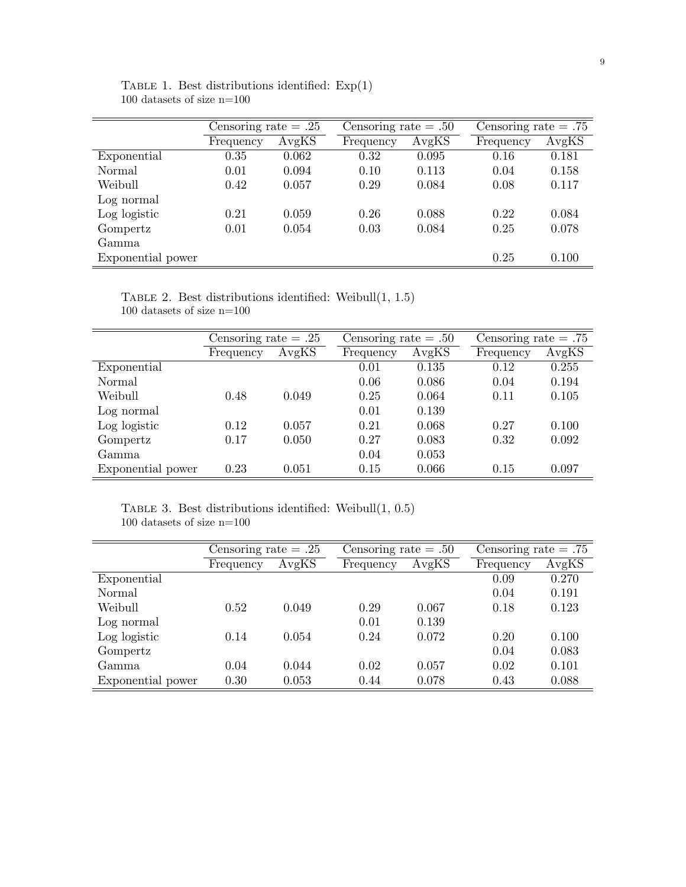Table 1. Best distributions identified: Exp(1)
100 datasets of size n=100

| | Censoring rate = .25 | | Censoring rate = .50 | | Censoring rate = .75 | |
|---|---|---|---|---|---|---|
| | Frequency | AvgKS | Frequency | AvgKS | Frequency | AvgKS |
| Exponential | 0.35 | 0.062 | 0.32 | 0.095 | 0.16 | 0.181 |
| Normal | 0.01 | 0.094 | 0.10 | 0.113 | 0.04 | 0.158 |
| Weibull | 0.42 | 0.057 | 0.29 | 0.084 | 0.08 | 0.117 |
| Log normal | | | | | | |
| Log logistic | 0.21 | 0.059 | 0.26 | 0.088 | 0.22 | 0.084 |
| Gompertz | 0.01 | 0.054 | 0.03 | 0.084 | 0.25 | 0.078 |
| Gamma | | | | | | |
| Exponential power | | | | | 0.25 | 0.100 |

Table 2. Best distributions identified: Weibull(1, 1.5)
100 datasets of size n=100

| | Censoring rate = .25 | | Censoring rate = .50 | | Censoring rate = .75 | |
|---|---|---|---|---|---|---|
| | Frequency | AvgKS | Frequency | AvgKS | Frequency | AvgKS |
| Exponential | | | 0.01 | 0.135 | 0.12 | 0.255 |
| Normal | | | 0.06 | 0.086 | 0.04 | 0.194 |
| Weibull | 0.48 | 0.049 | 0.25 | 0.064 | 0.11 | 0.105 |
| Log normal | | | 0.01 | 0.139 | | |
| Log logistic | 0.12 | 0.057 | 0.21 | 0.068 | 0.27 | 0.100 |
| Gompertz | 0.17 | 0.050 | 0.27 | 0.083 | 0.32 | 0.092 |
| Gamma | | | 0.04 | 0.053 | | |
| Exponential power | 0.23 | 0.051 | 0.15 | 0.066 | 0.15 | 0.097 |

Table 3. Best distributions identified: Weibull(1, 0.5)
100 datasets of size n=100

| | Censoring rate = .25 | | Censoring rate = .50 | | Censoring rate = .75 | |
|---|---|---|---|---|---|---|
| | Frequency | AvgKS | Frequency | AvgKS | Frequency | AvgKS |
| Exponential | | | | | 0.09 | 0.270 |
| Normal | | | | | 0.04 | 0.191 |
| Weibull | 0.52 | 0.049 | 0.29 | 0.067 | 0.18 | 0.123 |
| Log normal | | | 0.01 | 0.139 | | |
| Log logistic | 0.14 | 0.054 | 0.24 | 0.072 | 0.20 | 0.100 |
| Gompertz | | | | | 0.04 | 0.083 |
| Gamma | 0.04 | 0.044 | 0.02 | 0.057 | 0.02 | 0.101 |
| Exponential power | 0.30 | 0.053 | 0.44 | 0.078 | 0.43 | 0.088 |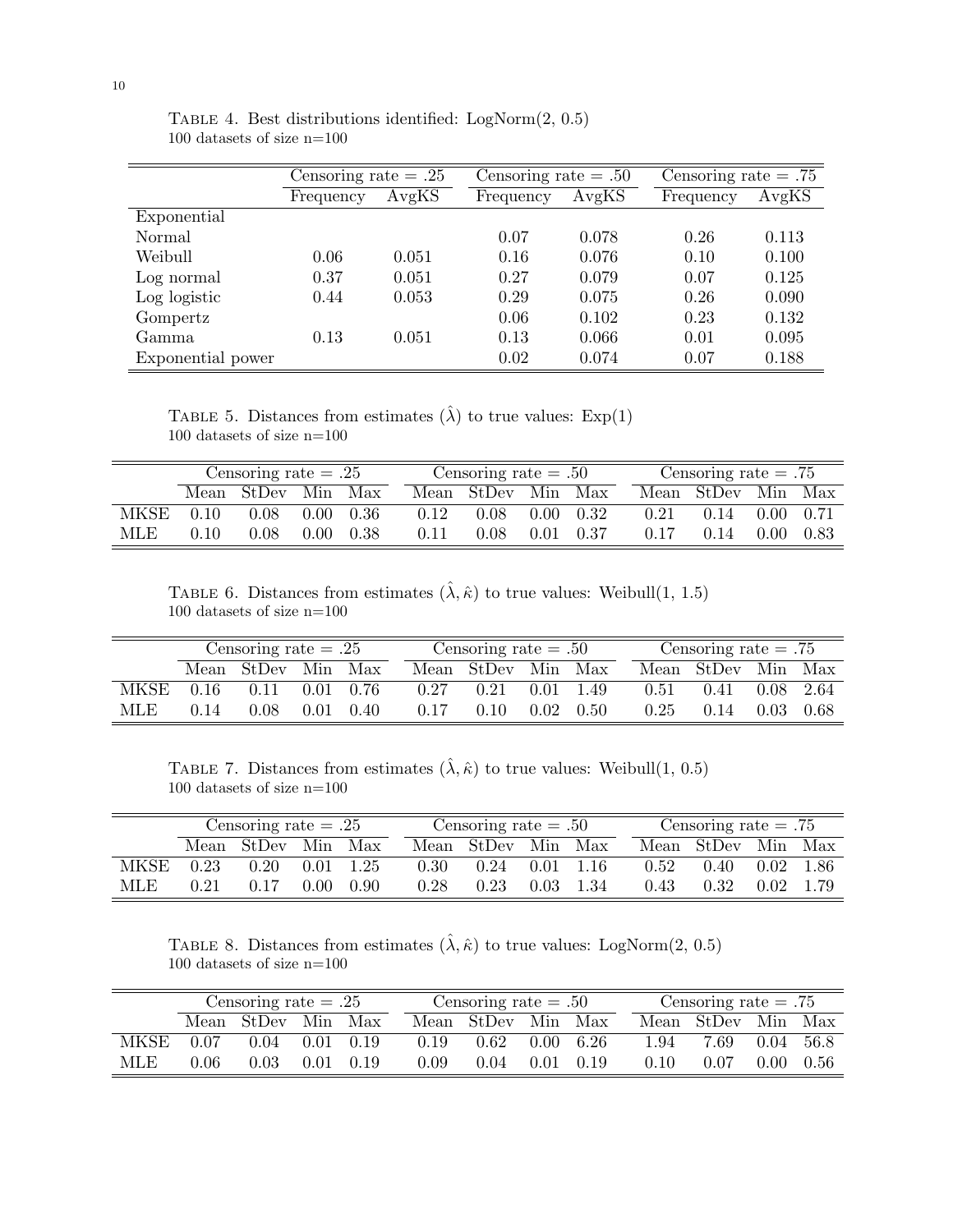Table 4. Best distributions identified: LogNorm(2, 0.5)
100 datasets of size n=100

| | Censoring rate = .25 | | Censoring rate = .50 | | Censoring rate = .75 | |
|---|---|---|---|---|---|---|
| | Frequency | AvgKS | Frequency | AvgKS | Frequency | AvgKS |
| Exponential | | | | | | |
| Normal | | | 0.07 | 0.078 | 0.26 | 0.113 |
| Weibull | 0.06 | 0.051 | 0.16 | 0.076 | 0.10 | 0.100 |
| Log normal | 0.37 | 0.051 | 0.27 | 0.079 | 0.07 | 0.125 |
| Log logistic | 0.44 | 0.053 | 0.29 | 0.075 | 0.26 | 0.090 |
| Gompertz | | | 0.06 | 0.102 | 0.23 | 0.132 |
| Gamma | 0.13 | 0.051 | 0.13 | 0.066 | 0.01 | 0.095 |
| Exponential power | | | 0.02 | 0.074 | 0.07 | 0.188 |

Table 5. Distances from estimates ($\hat{\lambda}$) to true values: Exp(1)
100 datasets of size n=100

| | Censoring rate = .25 | | | | Censoring rate = .50 | | | | Censoring rate = .75 | | | |
|---|---|---|---|---|---|---|---|---|---|---|---|---|
| | Mean | StDev | Min | Max | Mean | StDev | Min | Max | Mean | StDev | Min | Max |
| MKSE | 0.10 | 0.08 | 0.00 | 0.36 | 0.12 | 0.08 | 0.00 | 0.32 | 0.21 | 0.14 | 0.00 | 0.71 |
| MLE | 0.10 | 0.08 | 0.00 | 0.38 | 0.11 | 0.08 | 0.01 | 0.37 | 0.17 | 0.14 | 0.00 | 0.83 |

Table 6. Distances from estimates ($\hat{\lambda}, \hat{\kappa}$) to true values: Weibull(1, 1.5)
100 datasets of size n=100

| | Censoring rate = .25 | | | | Censoring rate = .50 | | | | Censoring rate = .75 | | | |
|---|---|---|---|---|---|---|---|---|---|---|---|---|
| | Mean | StDev | Min | Max | Mean | StDev | Min | Max | Mean | StDev | Min | Max |
| MKSE | 0.16 | 0.11 | 0.01 | 0.76 | 0.27 | 0.21 | 0.01 | 1.49 | 0.51 | 0.41 | 0.08 | 2.64 |
| MLE | 0.14 | 0.08 | 0.01 | 0.40 | 0.17 | 0.10 | 0.02 | 0.50 | 0.25 | 0.14 | 0.03 | 0.68 |

Table 7. Distances from estimates ($\hat{\lambda}, \hat{\kappa}$) to true values: Weibull(1, 0.5)
100 datasets of size n=100

| | Censoring rate = .25 | | | | Censoring rate = .50 | | | | Censoring rate = .75 | | | |
|---|---|---|---|---|---|---|---|---|---|---|---|---|
| | Mean | StDev | Min | Max | Mean | StDev | Min | Max | Mean | StDev | Min | Max |
| MKSE | 0.23 | 0.20 | 0.01 | 1.25 | 0.30 | 0.24 | 0.01 | 1.16 | 0.52 | 0.40 | 0.02 | 1.86 |
| MLE | 0.21 | 0.17 | 0.00 | 0.90 | 0.28 | 0.23 | 0.03 | 1.34 | 0.43 | 0.32 | 0.02 | 1.79 |

Table 8. Distances from estimates ($\hat{\lambda}, \hat{\kappa}$) to true values: LogNorm(2, 0.5)
100 datasets of size n=100

| | Censoring rate = .25 | | | | Censoring rate = .50 | | | | Censoring rate = .75 | | | |
|---|---|---|---|---|---|---|---|---|---|---|---|---|
| | Mean | StDev | Min | Max | Mean | StDev | Min | Max | Mean | StDev | Min | Max |
| MKSE | 0.07 | 0.04 | 0.01 | 0.19 | 0.19 | 0.62 | 0.00 | 6.26 | 1.94 | 7.69 | 0.04 | 56.8 |
| MLE | 0.06 | 0.03 | 0.01 | 0.19 | 0.09 | 0.04 | 0.01 | 0.19 | 0.10 | 0.07 | 0.00 | 0.56 |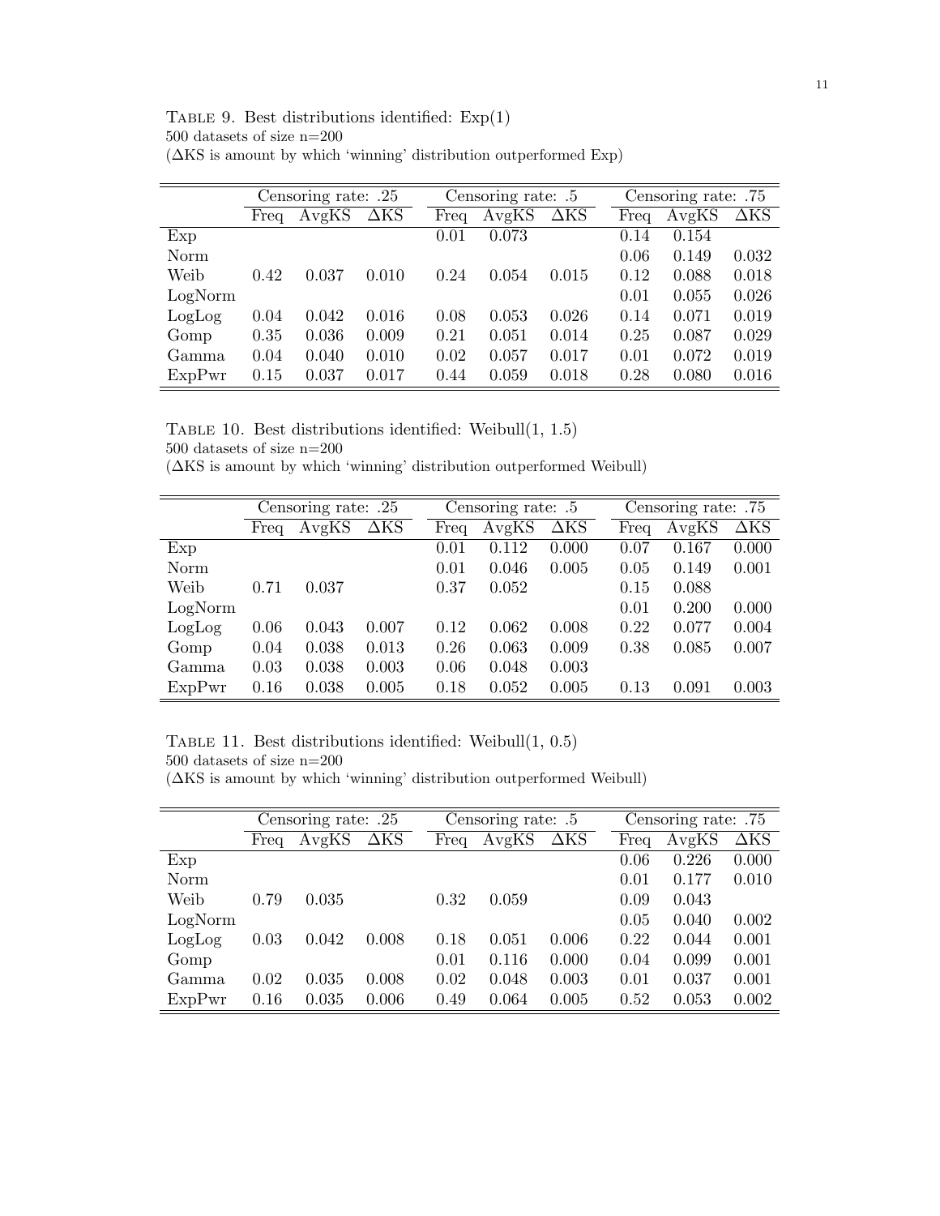Table 9. Best distributions identified: Exp(1)
500 datasets of size n=200
(ΔKS is amount by which 'winning' distribution outperformed Exp)

| | Censoring rate: .25 | | | Censoring rate: .5 | | | Censoring rate: .75 | | |
|---|---|---|---|---|---|---|---|---|---|
| | Freq | AvgKS | ΔKS | Freq | AvgKS | ΔKS | Freq | AvgKS | ΔKS |
| Exp | | | | 0.01 | 0.073 | | 0.14 | 0.154 | |
| Norm | | | | | | | 0.06 | 0.149 | 0.032 |
| Weib | 0.42 | 0.037 | 0.010 | 0.24 | 0.054 | 0.015 | 0.12 | 0.088 | 0.018 |
| LogNorm | | | | | | | 0.01 | 0.055 | 0.026 |
| LogLog | 0.04 | 0.042 | 0.016 | 0.08 | 0.053 | 0.026 | 0.14 | 0.071 | 0.019 |
| Gomp | 0.35 | 0.036 | 0.009 | 0.21 | 0.051 | 0.014 | 0.25 | 0.087 | 0.029 |
| Gamma | 0.04 | 0.040 | 0.010 | 0.02 | 0.057 | 0.017 | 0.01 | 0.072 | 0.019 |
| ExpPwr | 0.15 | 0.037 | 0.017 | 0.44 | 0.059 | 0.018 | 0.28 | 0.080 | 0.016 |

Table 10. Best distributions identified: Weibull(1, 1.5)
500 datasets of size n=200
(ΔKS is amount by which 'winning' distribution outperformed Weibull)

| | Censoring rate: .25 | | | Censoring rate: .5 | | | Censoring rate: .75 | | |
|---|---|---|---|---|---|---|---|---|---|
| | Freq | AvgKS | ΔKS | Freq | AvgKS | ΔKS | Freq | AvgKS | ΔKS |
| Exp | | | | 0.01 | 0.112 | 0.000 | 0.07 | 0.167 | 0.000 |
| Norm | | | | 0.01 | 0.046 | 0.005 | 0.05 | 0.149 | 0.001 |
| Weib | 0.71 | 0.037 | | 0.37 | 0.052 | | 0.15 | 0.088 | |
| LogNorm | | | | | | | 0.01 | 0.200 | 0.000 |
| LogLog | 0.06 | 0.043 | 0.007 | 0.12 | 0.062 | 0.008 | 0.22 | 0.077 | 0.004 |
| Gomp | 0.04 | 0.038 | 0.013 | 0.26 | 0.063 | 0.009 | 0.38 | 0.085 | 0.007 |
| Gamma | 0.03 | 0.038 | 0.003 | 0.06 | 0.048 | 0.003 | | | |
| ExpPwr | 0.16 | 0.038 | 0.005 | 0.18 | 0.052 | 0.005 | 0.13 | 0.091 | 0.003 |

Table 11. Best distributions identified: Weibull(1, 0.5)
500 datasets of size n=200
(ΔKS is amount by which 'winning' distribution outperformed Weibull)

| | Censoring rate: .25 | | | Censoring rate: .5 | | | Censoring rate: .75 | | |
|---|---|---|---|---|---|---|---|---|---|
| | Freq | AvgKS | ΔKS | Freq | AvgKS | ΔKS | Freq | AvgKS | ΔKS |
| Exp | | | | | | | 0.06 | 0.226 | 0.000 |
| Norm | | | | | | | 0.01 | 0.177 | 0.010 |
| Weib | 0.79 | 0.035 | | 0.32 | 0.059 | | 0.09 | 0.043 | |
| LogNorm | | | | | | | 0.05 | 0.040 | 0.002 |
| LogLog | 0.03 | 0.042 | 0.008 | 0.18 | 0.051 | 0.006 | 0.22 | 0.044 | 0.001 |
| Gomp | | | | 0.01 | 0.116 | 0.000 | 0.04 | 0.099 | 0.001 |
| Gamma | 0.02 | 0.035 | 0.008 | 0.02 | 0.048 | 0.003 | 0.01 | 0.037 | 0.001 |
| ExpPwr | 0.16 | 0.035 | 0.006 | 0.49 | 0.064 | 0.005 | 0.52 | 0.053 | 0.002 |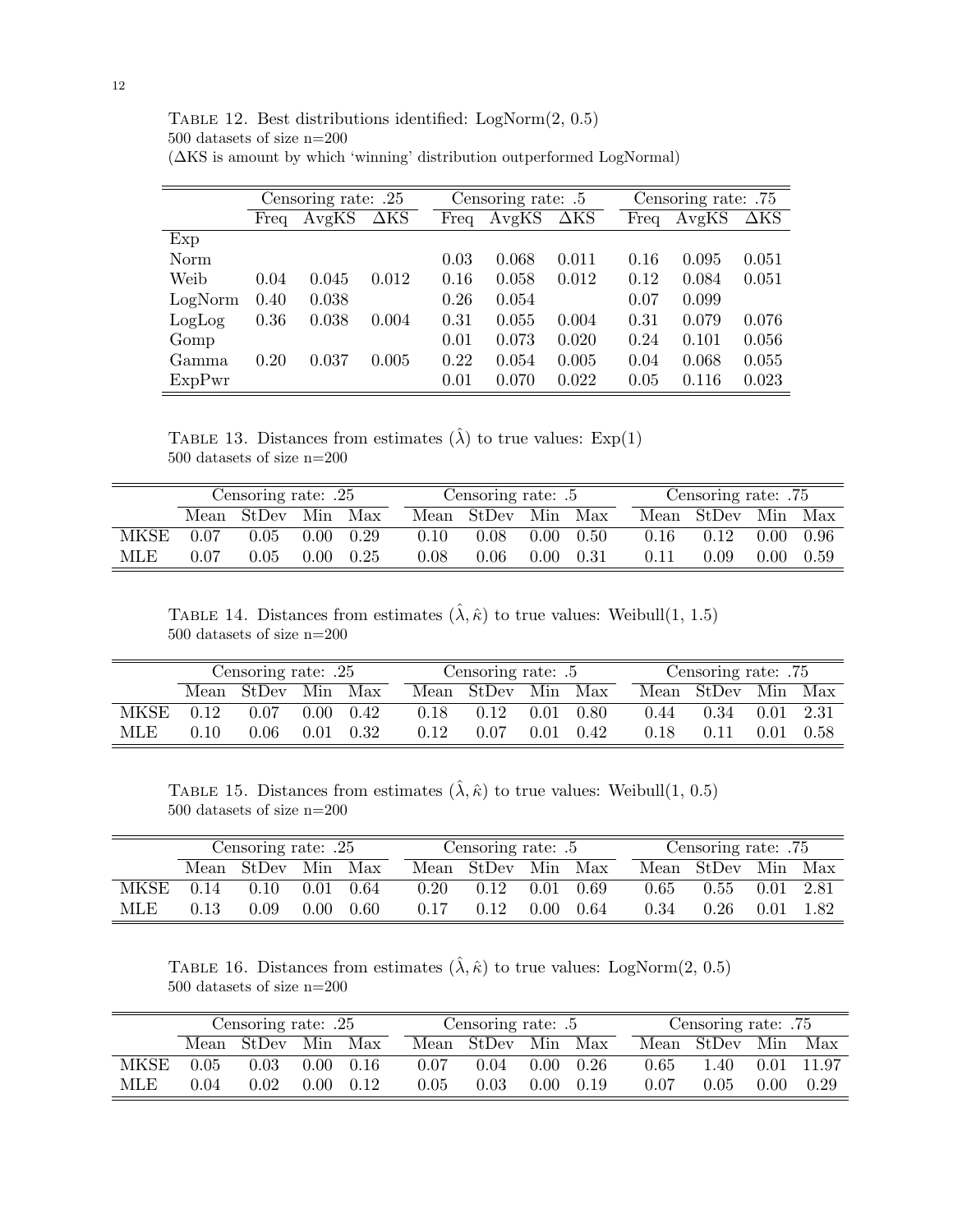TABLE 12. Best distributions identified: LogNorm(2, 0.5)
500 datasets of size n=200
(ΔKS is amount by which 'winning' distribution outperformed LogNormal)

| | Censoring rate: .25 | | | Censoring rate: .5 | | | Censoring rate: .75 | | |
|---|---|---|---|---|---|---|---|---|---|
| | Freq | AvgKS | ΔKS | Freq | AvgKS | ΔKS | Freq | AvgKS | ΔKS |
| Exp | | | | | | | | | |
| Norm | | | | 0.03 | 0.068 | 0.011 | 0.16 | 0.095 | 0.051 |
| Weib | 0.04 | 0.045 | 0.012 | 0.16 | 0.058 | 0.012 | 0.12 | 0.084 | 0.051 |
| LogNorm | 0.40 | 0.038 | | 0.26 | 0.054 | | 0.07 | 0.099 | |
| LogLog | 0.36 | 0.038 | 0.004 | 0.31 | 0.055 | 0.004 | 0.31 | 0.079 | 0.076 |
| Gomp | | | | 0.01 | 0.073 | 0.020 | 0.24 | 0.101 | 0.056 |
| Gamma | 0.20 | 0.037 | 0.005 | 0.22 | 0.054 | 0.005 | 0.04 | 0.068 | 0.055 |
| ExpPwr | | | | 0.01 | 0.070 | 0.022 | 0.05 | 0.116 | 0.023 |

TABLE 13. Distances from estimates ($\hat{\lambda}$) to true values: Exp(1)
500 datasets of size n=200

| | Censoring rate: .25 | | | | Censoring rate: .5 | | | | Censoring rate: .75 | | | |
|---|---|---|---|---|---|---|---|---|---|---|---|---|
| | Mean | StDev | Min | Max | Mean | StDev | Min | Max | Mean | StDev | Min | Max |
| MKSE | 0.07 | 0.05 | 0.00 | 0.29 | 0.10 | 0.08 | 0.00 | 0.50 | 0.16 | 0.12 | 0.00 | 0.96 |
| MLE | 0.07 | 0.05 | 0.00 | 0.25 | 0.08 | 0.06 | 0.00 | 0.31 | 0.11 | 0.09 | 0.00 | 0.59 |

TABLE 14. Distances from estimates ($\hat{\lambda}, \hat{\kappa}$) to true values: Weibull(1, 1.5)
500 datasets of size n=200

| | Censoring rate: .25 | | | | Censoring rate: .5 | | | | Censoring rate: .75 | | | |
|---|---|---|---|---|---|---|---|---|---|---|---|---|
| | Mean | StDev | Min | Max | Mean | StDev | Min | Max | Mean | StDev | Min | Max |
| MKSE | 0.12 | 0.07 | 0.00 | 0.42 | 0.18 | 0.12 | 0.01 | 0.80 | 0.44 | 0.34 | 0.01 | 2.31 |
| MLE | 0.10 | 0.06 | 0.01 | 0.32 | 0.12 | 0.07 | 0.01 | 0.42 | 0.18 | 0.11 | 0.01 | 0.58 |

TABLE 15. Distances from estimates ($\hat{\lambda}, \hat{\kappa}$) to true values: Weibull(1, 0.5)
500 datasets of size n=200

| | Censoring rate: .25 | | | | Censoring rate: .5 | | | | Censoring rate: .75 | | | |
|---|---|---|---|---|---|---|---|---|---|---|---|---|
| | Mean | StDev | Min | Max | Mean | StDev | Min | Max | Mean | StDev | Min | Max |
| MKSE | 0.14 | 0.10 | 0.01 | 0.64 | 0.20 | 0.12 | 0.01 | 0.69 | 0.65 | 0.55 | 0.01 | 2.81 |
| MLE | 0.13 | 0.09 | 0.00 | 0.60 | 0.17 | 0.12 | 0.00 | 0.64 | 0.34 | 0.26 | 0.01 | 1.82 |

TABLE 16. Distances from estimates ($\hat{\lambda}, \hat{\kappa}$) to true values: LogNorm(2, 0.5)
500 datasets of size n=200

| | Censoring rate: .25 | | | | Censoring rate: .5 | | | | Censoring rate: .75 | | | |
|---|---|---|---|---|---|---|---|---|---|---|---|---|
| | Mean | StDev | Min | Max | Mean | StDev | Min | Max | Mean | StDev | Min | Max |
| MKSE | 0.05 | 0.03 | 0.00 | 0.16 | 0.07 | 0.04 | 0.00 | 0.26 | 0.65 | 1.40 | 0.01 | 11.97 |
| MLE | 0.04 | 0.02 | 0.00 | 0.12 | 0.05 | 0.03 | 0.00 | 0.19 | 0.07 | 0.05 | 0.00 | 0.29 |